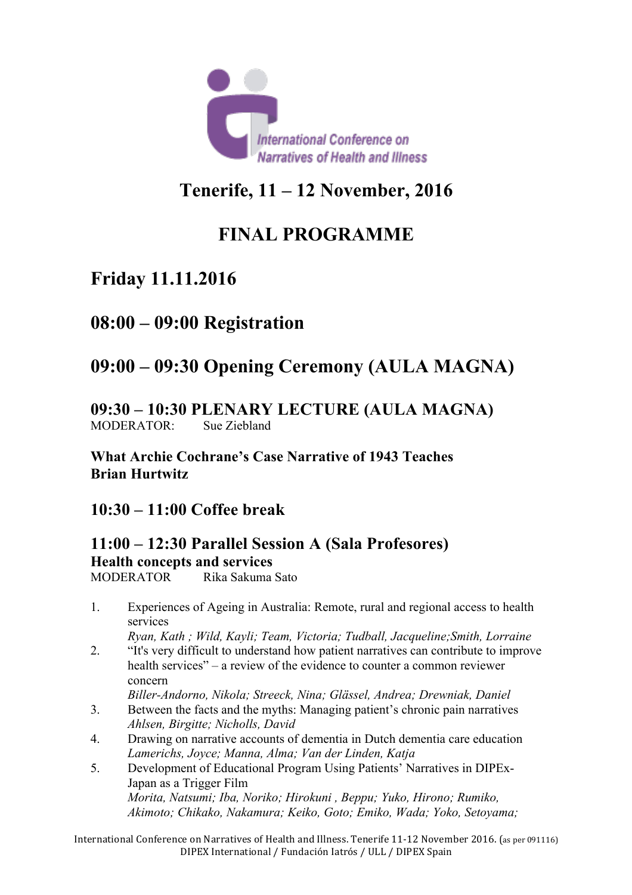International Conference on Narratives of Health and Illness

# Tenerife, 11 – 12 November, 2016

# FINAL PROGRAMME

## Friday 11.11.2016

## 08:00 – 09:00 Registration

## 09:00 – 09:30 Opening Ceremony (AULA MAGNA)

### 09:30 – 10:30 PLENARY LECTURE (AULA MAGNA)

MODERATOR: Sue Ziebland

**What Archie Cochrane's Case Narrative of 1943 Teaches**
**Brian Hurtwitz**

### 10:30 – 11:00 Coffee break

### 11:00 – 12:30 Parallel Session A (Sala Profesores)

**Health concepts and services**

MODERATOR Rika Sakuma Sato

1. Experiences of Ageing in Australia: Remote, rural and regional access to health services
   *Ryan, Kath ; Wild, Kayli; Team, Victoria; Tudball, Jacqueline;Smith, Lorraine*
2. "It's very difficult to understand how patient narratives can contribute to improve health services" – a review of the evidence to counter a common reviewer concern
   *Biller-Andorno, Nikola; Streeck, Nina; Glässel, Andrea; Drewniak, Daniel*
3. Between the facts and the myths: Managing patient's chronic pain narratives
   *Ahlsen, Birgitte; Nicholls, David*
4. Drawing on narrative accounts of dementia in Dutch dementia care education
   *Lamerichs, Joyce; Manna, Alma; Van der Linden, Katja*
5. Development of Educational Program Using Patients' Narratives in DIPEx-Japan as a Trigger Film
   *Morita, Natsumi; Iba, Noriko; Hirokuni , Beppu; Yuko, Hirono; Rumiko, Akimoto; Chikako, Nakamura; Keiko, Goto; Emiko, Wada; Yoko, Setoyama;*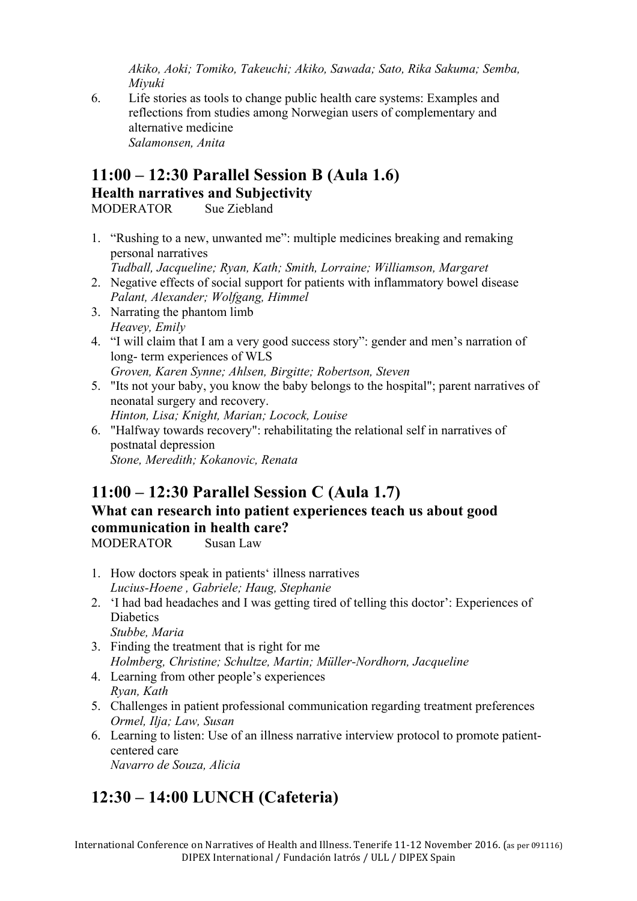*Akiko, Aoki; Tomiko, Takeuchi; Akiko, Sawada; Sato, Rika Sakuma; Semba, Miyuki*

6. Life stories as tools to change public health care systems: Examples and reflections from studies among Norwegian users of complementary and alternative medicine
   *Salamonsen, Anita*

## 11:00 – 12:30 Parallel Session B (Aula 1.6)

### Health narratives and Subjectivity

MODERATOR Sue Ziebland

1. "Rushing to a new, unwanted me": multiple medicines breaking and remaking personal narratives
   *Tudball, Jacqueline; Ryan, Kath; Smith, Lorraine; Williamson, Margaret*
2. Negative effects of social support for patients with inflammatory bowel disease
   *Palant, Alexander; Wolfgang, Himmel*
3. Narrating the phantom limb
   *Heavey, Emily*
4. "I will claim that I am a very good success story": gender and men's narration of long- term experiences of WLS
   *Groven, Karen Synne; Ahlsen, Birgitte; Robertson, Steven*
5. "Its not your baby, you know the baby belongs to the hospital"; parent narratives of neonatal surgery and recovery.
   *Hinton, Lisa; Knight, Marian; Locock, Louise*
6. "Halfway towards recovery": rehabilitating the relational self in narratives of postnatal depression
   *Stone, Meredith; Kokanovic, Renata*

## 11:00 – 12:30 Parallel Session C (Aula 1.7)

### What can research into patient experiences teach us about good communication in health care?

MODERATOR Susan Law

1. How doctors speak in patients' illness narratives
   *Lucius-Hoene , Gabriele; Haug, Stephanie*
2. 'I had bad headaches and I was getting tired of telling this doctor': Experiences of Diabetics
   *Stubbe, Maria*
3. Finding the treatment that is right for me
   *Holmberg, Christine; Schultze, Martin; Müller-Nordhorn, Jacqueline*
4. Learning from other people's experiences
   *Ryan, Kath*
5. Challenges in patient professional communication regarding treatment preferences
   *Ormel, Ilja; Law, Susan*
6. Learning to listen: Use of an illness narrative interview protocol to promote patient-centered care
   *Navarro de Souza, Alicia*

## 12:30 – 14:00 LUNCH (Cafeteria)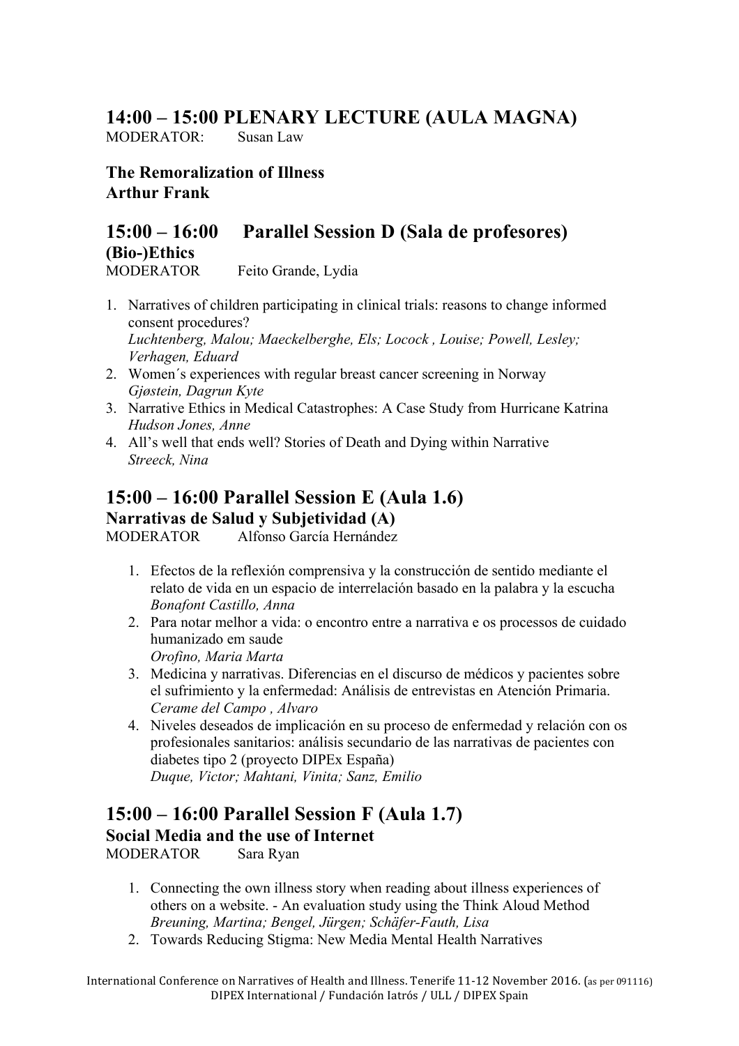## 14:00 – 15:00 PLENARY LECTURE (AULA MAGNA)

MODERATOR: Susan Law

**The Remoralization of Illness**
**Arthur Frank**

## 15:00 – 16:00 Parallel Session D (Sala de profesores)

**(Bio-)Ethics**

MODERATOR Feito Grande, Lydia

1. Narratives of children participating in clinical trials: reasons to change informed consent procedures?
   *Luchtenberg, Malou; Maeckelberghe, Els; Locock , Louise; Powell, Lesley; Verhagen, Eduard*
2. Women´s experiences with regular breast cancer screening in Norway
   *Gjøstein, Dagrun Kyte*
3. Narrative Ethics in Medical Catastrophes: A Case Study from Hurricane Katrina
   *Hudson Jones, Anne*
4. All's well that ends well? Stories of Death and Dying within Narrative
   *Streeck, Nina*

## 15:00 – 16:00 Parallel Session E (Aula 1.6)

**Narrativas de Salud y Subjetividad (A)**

MODERATOR Alfonso García Hernández

1. Efectos de la reflexión comprensiva y la construcción de sentido mediante el relato de vida en un espacio de interrelación basado en la palabra y la escucha
   *Bonafont Castillo, Anna*
2. Para notar melhor a vida: o encontro entre a narrativa e os processos de cuidado humanizado em saude
   *Orofino, Maria Marta*
3. Medicina y narrativas. Diferencias en el discurso de médicos y pacientes sobre el sufrimiento y la enfermedad: Análisis de entrevistas en Atención Primaria.
   *Cerame del Campo , Alvaro*
4. Niveles deseados de implicación en su proceso de enfermedad y relación con os profesionales sanitarios: análisis secundario de las narrativas de pacientes con diabetes tipo 2 (proyecto DIPEx España)
   *Duque, Victor; Mahtani, Vinita; Sanz, Emilio*

## 15:00 – 16:00 Parallel Session F (Aula 1.7)

**Social Media and the use of Internet**

MODERATOR Sara Ryan

1. Connecting the own illness story when reading about illness experiences of others on a website. - An evaluation study using the Think Aloud Method
   *Breuning, Martina; Bengel, Jürgen; Schäfer-Fauth, Lisa*
2. Towards Reducing Stigma: New Media Mental Health Narratives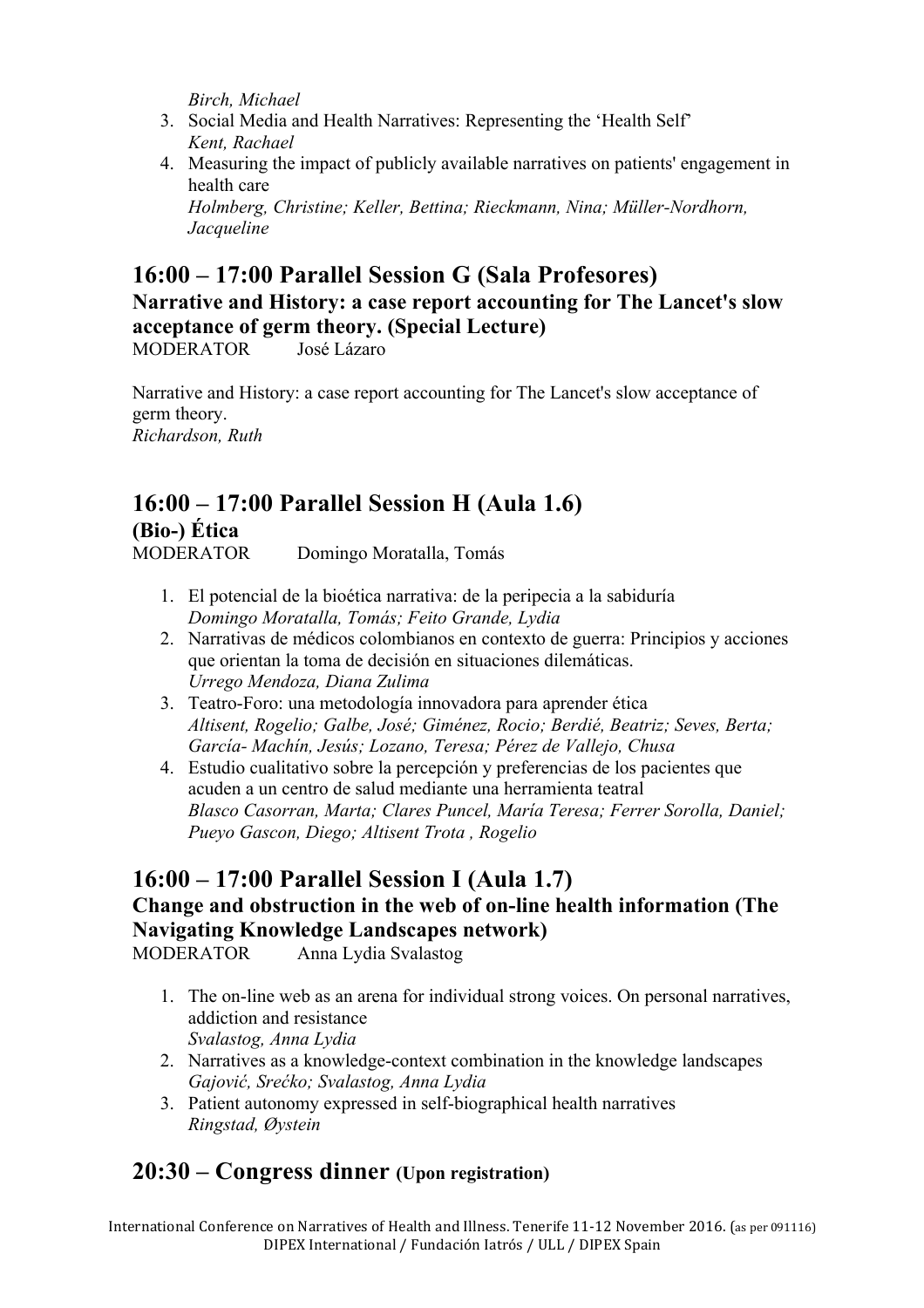*Birch, Michael*

3. Social Media and Health Narratives: Representing the 'Health Self'
   *Kent, Rachael*
4. Measuring the impact of publicly available narratives on patients' engagement in health care
   *Holmberg, Christine; Keller, Bettina; Rieckmann, Nina; Müller-Nordhorn, Jacqueline*

## 16:00 – 17:00 Parallel Session G (Sala Profesores)

### Narrative and History: a case report accounting for The Lancet's slow acceptance of germ theory. (Special Lecture)

MODERATOR José Lázaro

Narrative and History: a case report accounting for The Lancet's slow acceptance of germ theory.
*Richardson, Ruth*

## 16:00 – 17:00 Parallel Session H (Aula 1.6)

### (Bio-) Ética

MODERATOR Domingo Moratalla, Tomás

1. El potencial de la bioética narrativa: de la peripecia a la sabiduría
   *Domingo Moratalla, Tomás; Feito Grande, Lydia*
2. Narrativas de médicos colombianos en contexto de guerra: Principios y acciones que orientan la toma de decisión en situaciones dilemáticas.
   *Urrego Mendoza, Diana Zulima*
3. Teatro-Foro: una metodología innovadora para aprender ética
   *Altisent, Rogelio; Galbe, José; Giménez, Rocio; Berdié, Beatriz; Seves, Berta; García- Machín, Jesús; Lozano, Teresa; Pérez de Vallejo, Chusa*
4. Estudio cualitativo sobre la percepción y preferencias de los pacientes que acuden a un centro de salud mediante una herramienta teatral
   *Blasco Casorran, Marta; Clares Puncel, María Teresa; Ferrer Sorolla, Daniel; Pueyo Gascon, Diego; Altisent Trota , Rogelio*

## 16:00 – 17:00 Parallel Session I (Aula 1.7)

### Change and obstruction in the web of on-line health information (The Navigating Knowledge Landscapes network)

MODERATOR Anna Lydia Svalastog

1. The on-line web as an arena for individual strong voices. On personal narratives, addiction and resistance
   *Svalastog, Anna Lydia*
2. Narratives as a knowledge-context combination in the knowledge landscapes
   *Gajović, Srećko; Svalastog, Anna Lydia*
3. Patient autonomy expressed in self-biographical health narratives
   *Ringstad, Øystein*

## 20:30 – Congress dinner (Upon registration)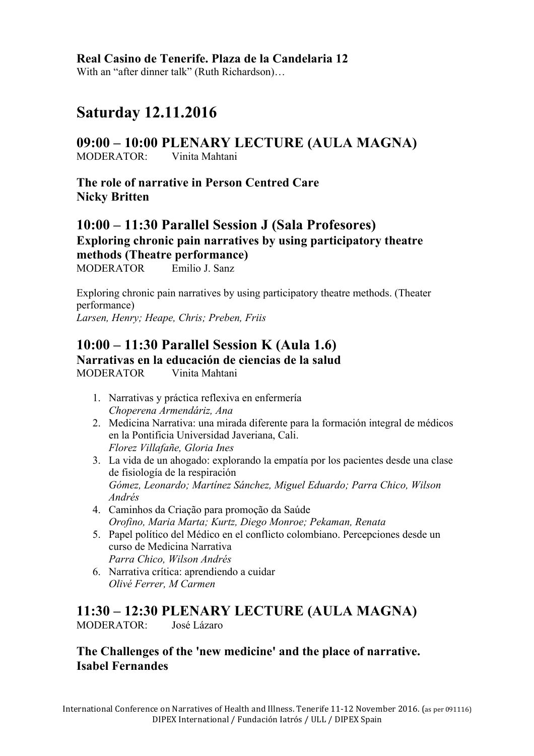**Real Casino de Tenerife. Plaza de la Candelaria 12**
With an "after dinner talk" (Ruth Richardson)…

# Saturday 12.11.2016

## 09:00 – 10:00 PLENARY LECTURE (AULA MAGNA)

MODERATOR: Vinita Mahtani

**The role of narrative in Person Centred Care**
**Nicky Britten**

## 10:00 – 11:30 Parallel Session J (Sala Profesores)

### Exploring chronic pain narratives by using participatory theatre methods (Theatre performance)

MODERATOR Emilio J. Sanz

Exploring chronic pain narratives by using participatory theatre methods. (Theater performance)
*Larsen, Henry; Heape, Chris; Preben, Friis*

## 10:00 – 11:30 Parallel Session K (Aula 1.6)

### Narrativas en la educación de ciencias de la salud

MODERATOR Vinita Mahtani

1. Narrativas y práctica reflexiva en enfermería
   *Choperena Armendáriz, Ana*
2. Medicina Narrativa: una mirada diferente para la formación integral de médicos en la Pontificia Universidad Javeriana, Cali.
   *Florez Villafañe, Gloria Ines*
3. La vida de un ahogado: explorando la empatía por los pacientes desde una clase de fisiología de la respiración
   *Gómez, Leonardo; Martínez Sánchez, Miguel Eduardo; Parra Chico, Wilson Andrés*
4. Caminhos da Criação para promoção da Saúde
   *Orofino, Maria Marta; Kurtz, Diego Monroe; Pekaman, Renata*
5. Papel político del Médico en el conflicto colombiano. Percepciones desde un curso de Medicina Narrativa
   *Parra Chico, Wilson Andrés*
6. Narrativa crítica: aprendiendo a cuidar
   *Olivé Ferrer, M Carmen*

## 11:30 – 12:30 PLENARY LECTURE (AULA MAGNA)

MODERATOR: José Lázaro

**The Challenges of the 'new medicine' and the place of narrative.**
**Isabel Fernandes**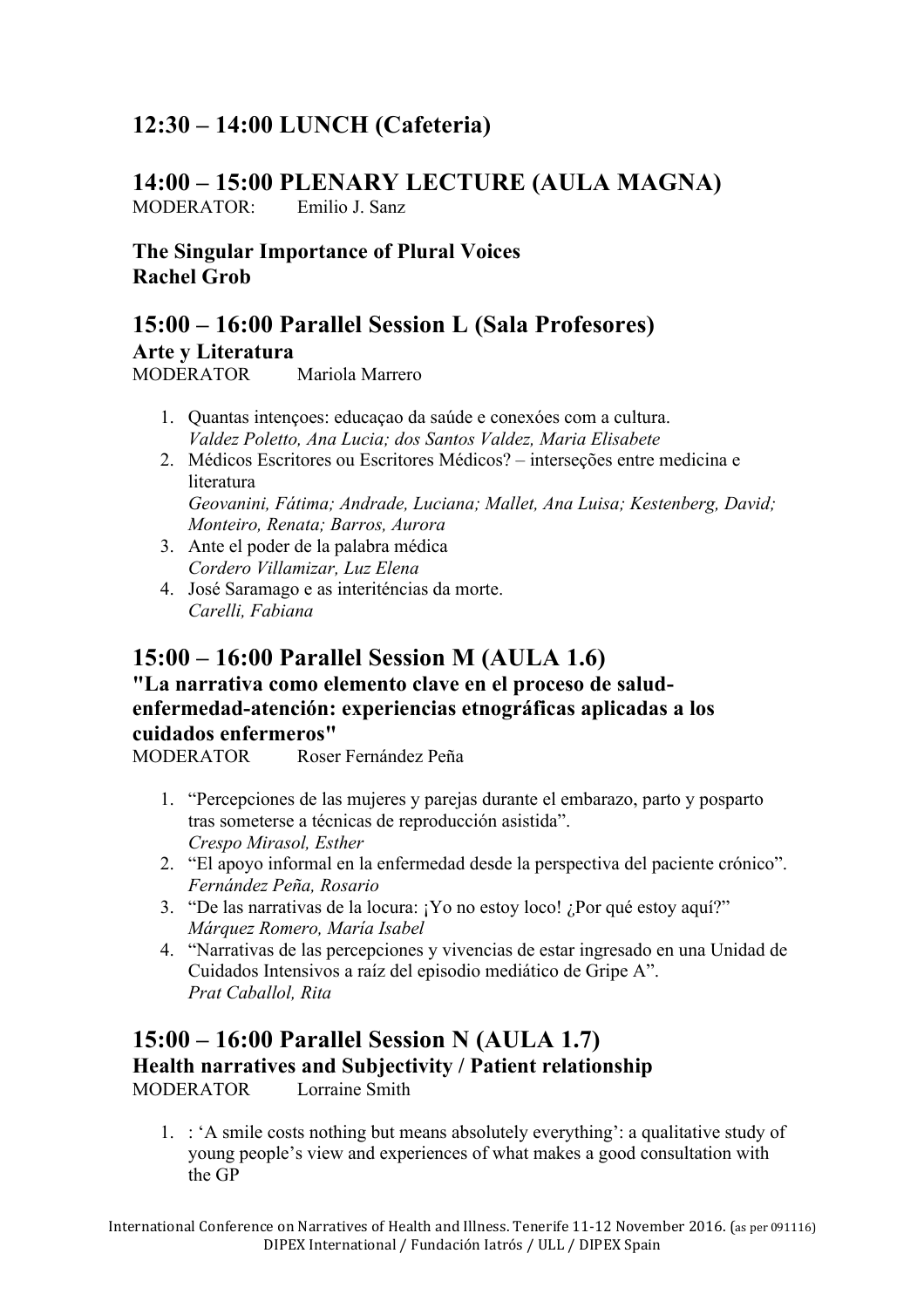## 12:30 – 14:00 LUNCH (Cafeteria)

## 14:00 – 15:00 PLENARY LECTURE (AULA MAGNA)

MODERATOR: Emilio J. Sanz

**The Singular Importance of Plural Voices**
**Rachel Grob**

## 15:00 – 16:00 Parallel Session L (Sala Profesores)

**Arte y Literatura**

MODERATOR Mariola Marrero

1. Quantas intençoes: educaçao da saúde e conexóes com a cultura.
   *Valdez Poletto, Ana Lucia; dos Santos Valdez, Maria Elisabete*
2. Médicos Escritores ou Escritores Médicos? – interseções entre medicina e literatura
   *Geovanini, Fátima; Andrade, Luciana; Mallet, Ana Luisa; Kestenberg, David; Monteiro, Renata; Barros, Aurora*
3. Ante el poder de la palabra médica
   *Cordero Villamizar, Luz Elena*
4. José Saramago e as interiténcias da morte.
   *Carelli, Fabiana*

## 15:00 – 16:00 Parallel Session M (AULA 1.6)

**"La narrativa como elemento clave en el proceso de salud-enfermedad-atención: experiencias etnográficas aplicadas a los cuidados enfermeros"**

MODERATOR Roser Fernández Peña

1. "Percepciones de las mujeres y parejas durante el embarazo, parto y posparto tras someterse a técnicas de reproducción asistida".
   *Crespo Mirasol, Esther*
2. "El apoyo informal en la enfermedad desde la perspectiva del paciente crónico".
   *Fernández Peña, Rosario*
3. "De las narrativas de la locura: ¡Yo no estoy loco! ¿Por qué estoy aquí?"
   *Márquez Romero, María Isabel*
4. "Narrativas de las percepciones y vivencias de estar ingresado en una Unidad de Cuidados Intensivos a raíz del episodio mediático de Gripe A".
   *Prat Caballol, Rita*

## 15:00 – 16:00 Parallel Session N (AULA 1.7)

**Health narratives and Subjectivity / Patient relationship**

MODERATOR Lorraine Smith

1. : 'A smile costs nothing but means absolutely everything': a qualitative study of young people's view and experiences of what makes a good consultation with the GP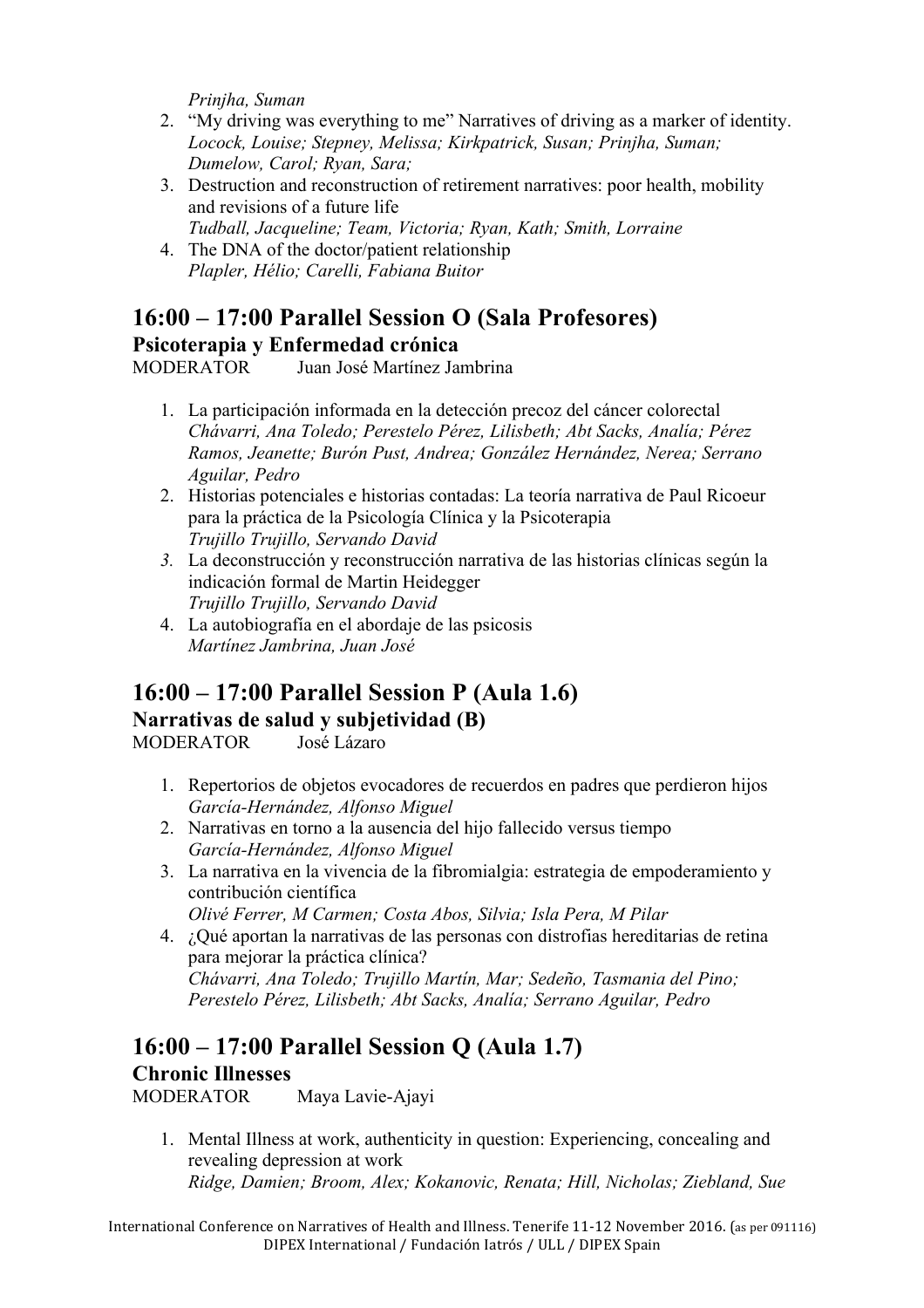*Prinjha, Suman*

2. "My driving was everything to me" Narratives of driving as a marker of identity.
   *Locock, Louise; Stepney, Melissa; Kirkpatrick, Susan; Prinjha, Suman; Dumelow, Carol; Ryan, Sara;*
3. Destruction and reconstruction of retirement narratives: poor health, mobility and revisions of a future life
   *Tudball, Jacqueline; Team, Victoria; Ryan, Kath; Smith, Lorraine*
4. The DNA of the doctor/patient relationship
   *Plapler, Hélio; Carelli, Fabiana Buitor*

## 16:00 – 17:00 Parallel Session O (Sala Profesores)

### Psicoterapia y Enfermedad crónica

MODERATOR Juan José Martínez Jambrina

1. La participación informada en la detección precoz del cáncer colorectal
   *Chávarri, Ana Toledo; Perestelo Pérez, Lilisbeth; Abt Sacks, Analía; Pérez Ramos, Jeanette; Burón Pust, Andrea; González Hernández, Nerea; Serrano Aguilar, Pedro*
2. Historias potenciales e historias contadas: La teoría narrativa de Paul Ricoeur para la práctica de la Psicología Clínica y la Psicoterapia
   *Trujillo Trujillo, Servando David*
3. La deconstrucción y reconstrucción narrativa de las historias clínicas según la indicación formal de Martin Heidegger
   *Trujillo Trujillo, Servando David*
4. La autobiografía en el abordaje de las psicosis
   *Martínez Jambrina, Juan José*

## 16:00 – 17:00 Parallel Session P (Aula 1.6)

### Narrativas de salud y subjetividad (B)

MODERATOR José Lázaro

1. Repertorios de objetos evocadores de recuerdos en padres que perdieron hijos
   *García-Hernández, Alfonso Miguel*
2. Narrativas en torno a la ausencia del hijo fallecido versus tiempo
   *García-Hernández, Alfonso Miguel*
3. La narrativa en la vivencia de la fibromialgia: estrategia de empoderamiento y contribución científica
   *Olivé Ferrer, M Carmen; Costa Abos, Silvia; Isla Pera, M Pilar*
4. ¿Qué aportan la narrativas de las personas con distrofias hereditarias de retina para mejorar la práctica clínica?
   *Chávarri, Ana Toledo; Trujillo Martín, Mar; Sedeño, Tasmania del Pino; Perestelo Pérez, Lilisbeth; Abt Sacks, Analía; Serrano Aguilar, Pedro*

## 16:00 – 17:00 Parallel Session Q (Aula 1.7)

### Chronic Illnesses

MODERATOR Maya Lavie-Ajayi

1. Mental Illness at work, authenticity in question: Experiencing, concealing and revealing depression at work
   *Ridge, Damien; Broom, Alex; Kokanovic, Renata; Hill, Nicholas; Ziebland, Sue*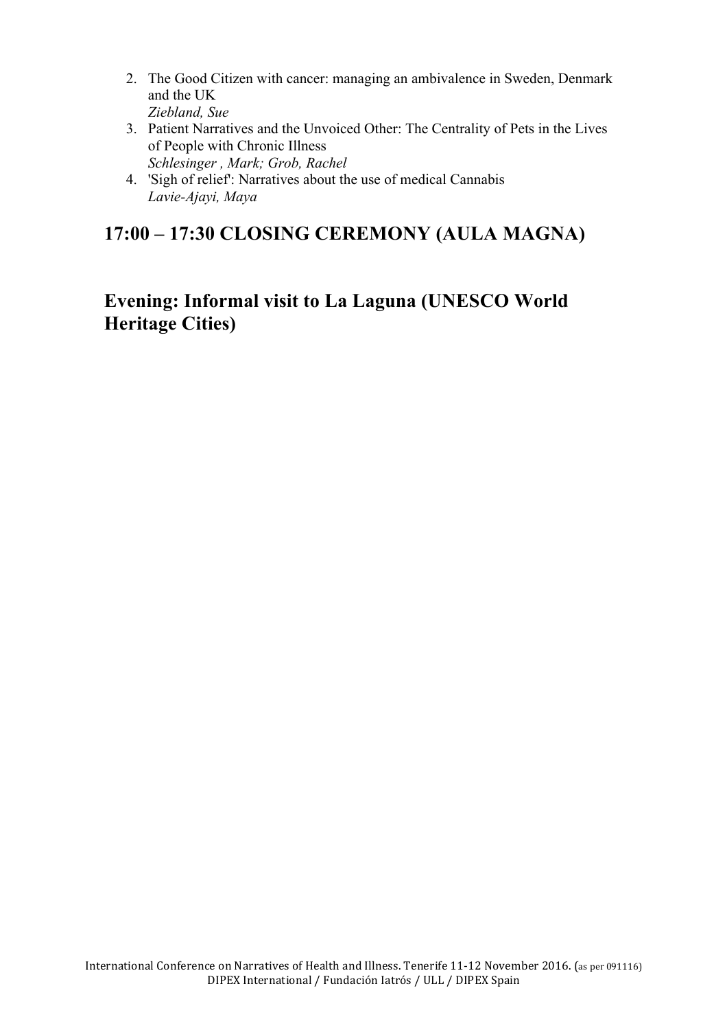2. The Good Citizen with cancer: managing an ambivalence in Sweden, Denmark and the UK
   *Ziebland, Sue*
3. Patient Narratives and the Unvoiced Other: The Centrality of Pets in the Lives of People with Chronic Illness
   *Schlesinger , Mark; Grob, Rachel*
4. 'Sigh of relief': Narratives about the use of medical Cannabis
   *Lavie-Ajayi, Maya*

## 17:00 – 17:30 CLOSING CEREMONY (AULA MAGNA)

## Evening: Informal visit to La Laguna (UNESCO World Heritage Cities)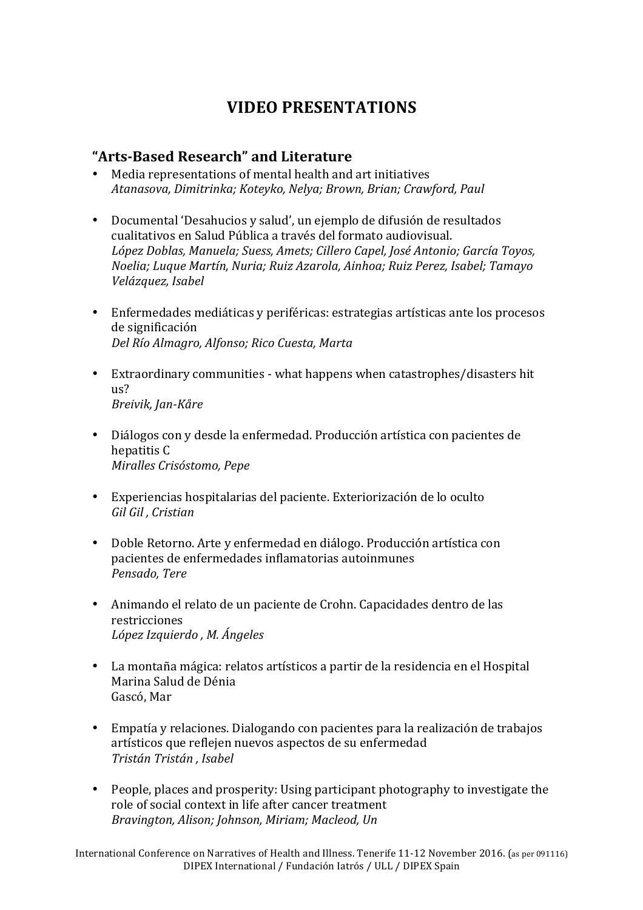# VIDEO PRESENTATIONS

## "Arts-Based Research" and Literature

- Media representations of mental health and art initiatives
  *Atanasova, Dimitrinka; Koteyko, Nelya; Brown, Brian; Crawford, Paul*

- Documental 'Desahucios y salud', un ejemplo de difusión de resultados cualitativos en Salud Pública a través del formato audiovisual.
  *López Doblas, Manuela; Suess, Amets; Cillero Capel, José Antonio; García Toyos, Noelia; Luque Martín, Nuria; Ruiz Azarola, Ainhoa; Ruiz Perez, Isabel; Tamayo Velázquez, Isabel*

- Enfermedades mediáticas y periféricas: estrategias artísticas ante los procesos de significación
  *Del Río Almagro, Alfonso; Rico Cuesta, Marta*

- Extraordinary communities - what happens when catastrophes/disasters hit us?
  *Breivik, Jan-Kåre*

- Diálogos con y desde la enfermedad. Producción artística con pacientes de hepatitis C
  *Miralles Crisóstomo, Pepe*

- Experiencias hospitalarias del paciente. Exteriorización de lo oculto
  *Gil Gil , Cristian*

- Doble Retorno. Arte y enfermedad en diálogo. Producción artística con pacientes de enfermedades inflamatorias autoinmunes
  *Pensado, Tere*

- Animando el relato de un paciente de Crohn. Capacidades dentro de las restricciones
  *López Izquierdo , M. Ángeles*

- La montaña mágica: relatos artísticos a partir de la residencia en el Hospital Marina Salud de Dénia
  Gascó, Mar

- Empatía y relaciones. Dialogando con pacientes para la realización de trabajos artísticos que reflejen nuevos aspectos de su enfermedad
  *Tristán Tristán , Isabel*

- People, places and prosperity: Using participant photography to investigate the role of social context in life after cancer treatment
  *Bravington, Alison; Johnson, Miriam; Macleod, Un*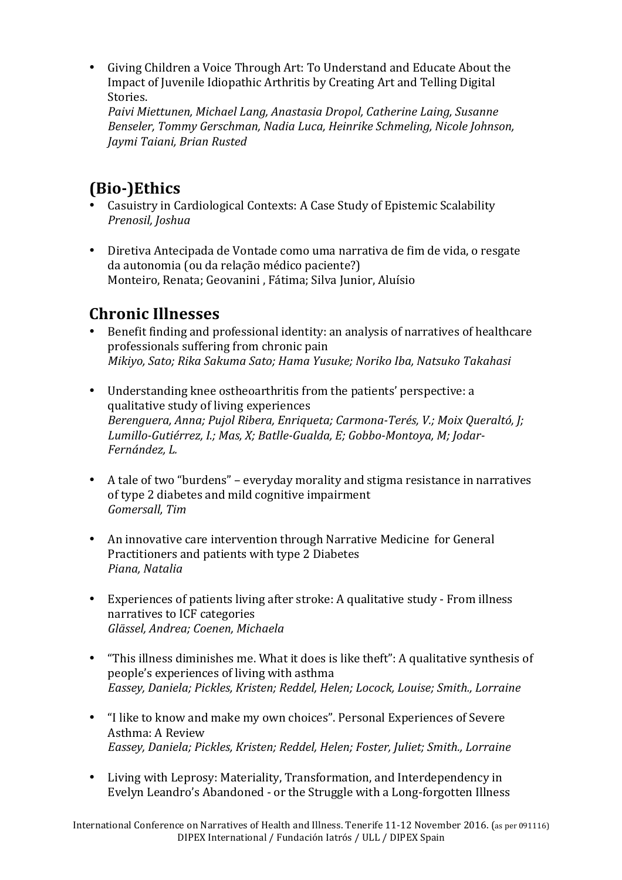- Giving Children a Voice Through Art: To Understand and Educate About the Impact of Juvenile Idiopathic Arthritis by Creating Art and Telling Digital Stories.
  *Paivi Miettunen, Michael Lang, Anastasia Dropol, Catherine Laing, Susanne Benseler, Tommy Gerschman, Nadia Luca, Heinrike Schmeling, Nicole Johnson, Jaymi Taiani, Brian Rusted*

## (Bio-)Ethics

- Casuistry in Cardiological Contexts: A Case Study of Epistemic Scalability
  *Prenosil, Joshua*

- Diretiva Antecipada de Vontade como uma narrativa de fim de vida, o resgate da autonomia (ou da relação médico paciente?)
  Monteiro, Renata; Geovanini , Fátima; Silva Junior, Aluísio

## Chronic Illnesses

- Benefit finding and professional identity: an analysis of narratives of healthcare professionals suffering from chronic pain
  *Mikiyo, Sato; Rika Sakuma Sato; Hama Yusuke; Noriko Iba, Natsuko Takahasi*

- Understanding knee ostheoarthritis from the patients' perspective: a qualitative study of living experiences
  *Berenguera, Anna; Pujol Ribera, Enriqueta; Carmona-Terés, V.; Moix Queraltó, J; Lumillo-Gutiérrez, I.; Mas, X; Batlle-Gualda, E; Gobbo-Montoya, M; Jodar-Fernández, L.*

- A tale of two "burdens" – everyday morality and stigma resistance in narratives of type 2 diabetes and mild cognitive impairment
  *Gomersall, Tim*

- An innovative care intervention through Narrative Medicine for General Practitioners and patients with type 2 Diabetes
  *Piana, Natalia*

- Experiences of patients living after stroke: A qualitative study - From illness narratives to ICF categories
  *Glässel, Andrea; Coenen, Michaela*

- "This illness diminishes me. What it does is like theft": A qualitative synthesis of people's experiences of living with asthma
  *Eassey, Daniela; Pickles, Kristen; Reddel, Helen; Locock, Louise; Smith., Lorraine*

- "I like to know and make my own choices". Personal Experiences of Severe Asthma: A Review
  *Eassey, Daniela; Pickles, Kristen; Reddel, Helen; Foster, Juliet; Smith., Lorraine*

- Living with Leprosy: Materiality, Transformation, and Interdependency in Evelyn Leandro's Abandoned - or the Struggle with a Long-forgotten Illness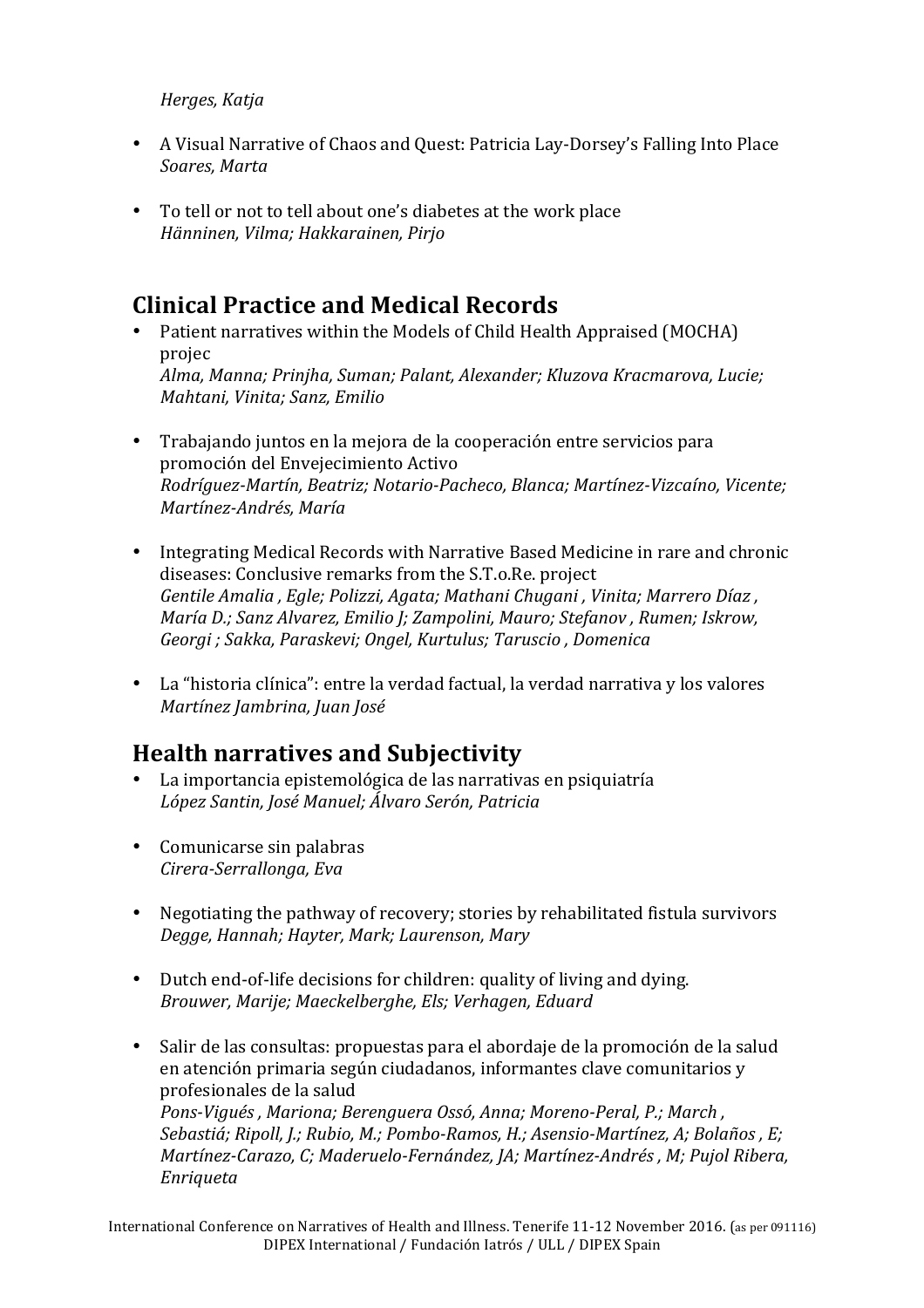*Herges, Katja*

- A Visual Narrative of Chaos and Quest: Patricia Lay-Dorsey's Falling Into Place
  *Soares, Marta*

- To tell or not to tell about one's diabetes at the work place
  *Hänninen, Vilma; Hakkarainen, Pirjo*

## Clinical Practice and Medical Records

- Patient narratives within the Models of Child Health Appraised (MOCHA) projec
  *Alma, Manna; Prinjha, Suman; Palant, Alexander; Kluzova Kracmarova, Lucie; Mahtani, Vinita; Sanz, Emilio*

- Trabajando juntos en la mejora de la cooperación entre servicios para promoción del Envejecimiento Activo
  *Rodríguez-Martín, Beatriz; Notario-Pacheco, Blanca; Martínez-Vizcaíno, Vicente; Martínez-Andrés, María*

- Integrating Medical Records with Narrative Based Medicine in rare and chronic diseases: Conclusive remarks from the S.T.o.Re. project
  *Gentile Amalia , Egle; Polizzi, Agata; Mathani Chugani , Vinita; Marrero Díaz , María D.; Sanz Alvarez, Emilio J; Zampolini, Mauro; Stefanov , Rumen; Iskrow, Georgi ; Sakka, Paraskevi; Ongel, Kurtulus; Taruscio , Domenica*

- La "historia clínica": entre la verdad factual, la verdad narrativa y los valores
  *Martínez Jambrina, Juan José*

## Health narratives and Subjectivity

- La importancia epistemológica de las narrativas en psiquiatría
  *López Santin, José Manuel; Álvaro Serón, Patricia*

- Comunicarse sin palabras
  *Cirera-Serrallonga, Eva*

- Negotiating the pathway of recovery; stories by rehabilitated fistula survivors
  *Degge, Hannah; Hayter, Mark; Laurenson, Mary*

- Dutch end-of-life decisions for children: quality of living and dying.
  *Brouwer, Marije; Maeckelberghe, Els; Verhagen, Eduard*

- Salir de las consultas: propuestas para el abordaje de la promoción de la salud en atención primaria según ciudadanos, informantes clave comunitarios y profesionales de la salud
  *Pons-Vigués , Mariona; Berenguera Ossó, Anna; Moreno-Peral, P.; March , Sebastiá; Ripoll, J.; Rubio, M.; Pombo-Ramos, H.; Asensio-Martínez, A; Bolaños , E; Martínez-Carazo, C; Maderuelo-Fernández, JA; Martínez-Andrés , M; Pujol Ribera, Enriqueta*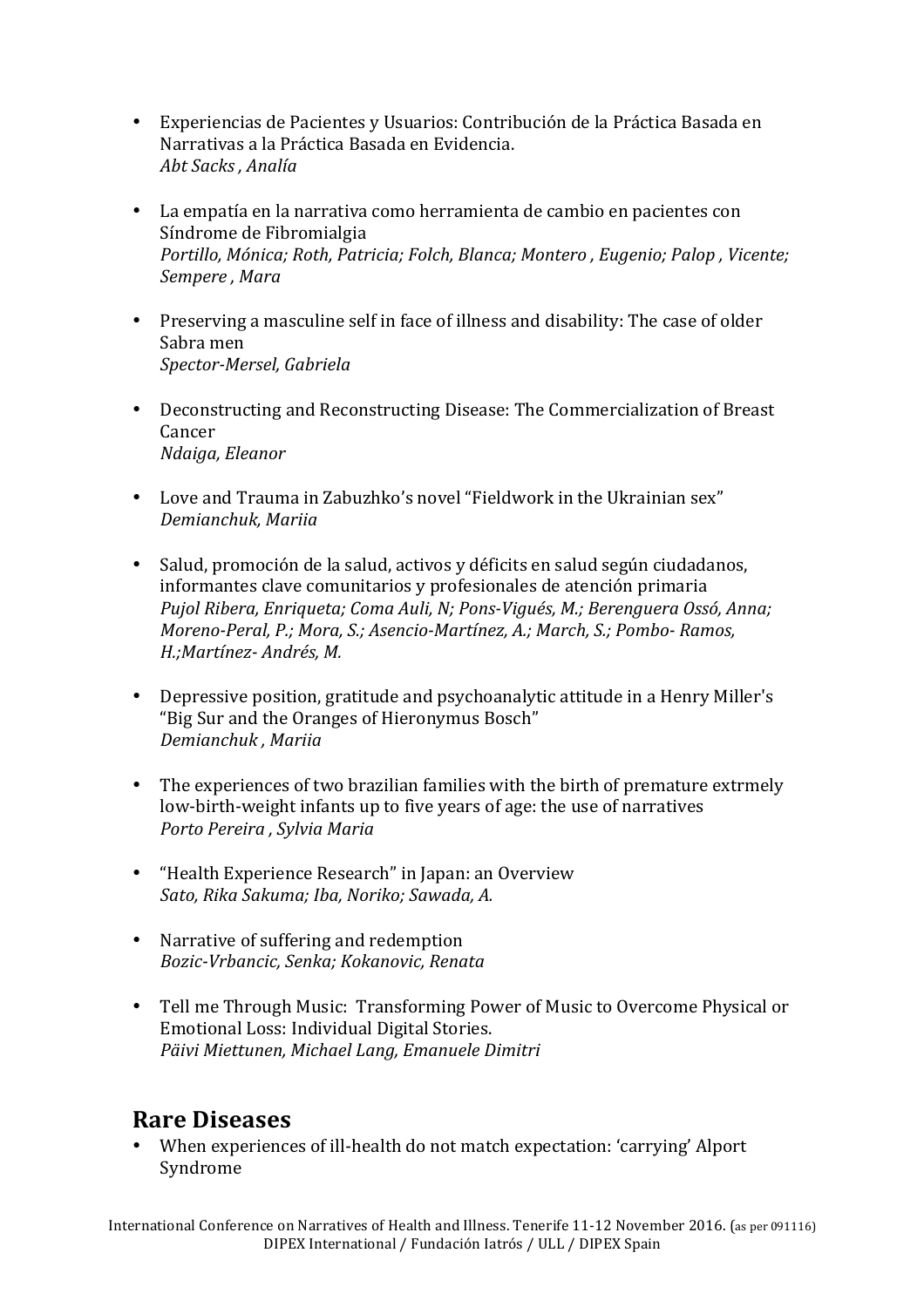- Experiencias de Pacientes y Usuarios: Contribución de la Práctica Basada en Narrativas a la Práctica Basada en Evidencia.
  *Abt Sacks , Analía*

- La empatía en la narrativa como herramienta de cambio en pacientes con Síndrome de Fibromialgia
  *Portillo, Mónica; Roth, Patricia; Folch, Blanca; Montero , Eugenio; Palop , Vicente; Sempere , Mara*

- Preserving a masculine self in face of illness and disability: The case of older Sabra men
  *Spector-Mersel, Gabriela*

- Deconstructing and Reconstructing Disease: The Commercialization of Breast Cancer
  *Ndaiga, Eleanor*

- Love and Trauma in Zabuzhko's novel "Fieldwork in the Ukrainian sex"
  *Demianchuk, Mariia*

- Salud, promoción de la salud, activos y déficits en salud según ciudadanos, informantes clave comunitarios y profesionales de atención primaria
  *Pujol Ribera, Enriqueta; Coma Auli, N; Pons-Vigués, M.; Berenguera Ossó, Anna; Moreno-Peral, P.; Mora, S.; Asencio-Martínez, A.; March, S.; Pombo- Ramos, H.;Martínez- Andrés, M.*

- Depressive position, gratitude and psychoanalytic attitude in a Henry Miller's "Big Sur and the Oranges of Hieronymus Bosch"
  *Demianchuk , Mariia*

- The experiences of two brazilian families with the birth of premature extrmely low-birth-weight infants up to five years of age: the use of narratives
  *Porto Pereira , Sylvia Maria*

- "Health Experience Research" in Japan: an Overview
  *Sato, Rika Sakuma; Iba, Noriko; Sawada, A.*

- Narrative of suffering and redemption
  *Bozic-Vrbancic, Senka; Kokanovic, Renata*

- Tell me Through Music: Transforming Power of Music to Overcome Physical or Emotional Loss: Individual Digital Stories.
  *Päivi Miettunen, Michael Lang, Emanuele Dimitri*

## Rare Diseases

- When experiences of ill-health do not match expectation: 'carrying' Alport Syndrome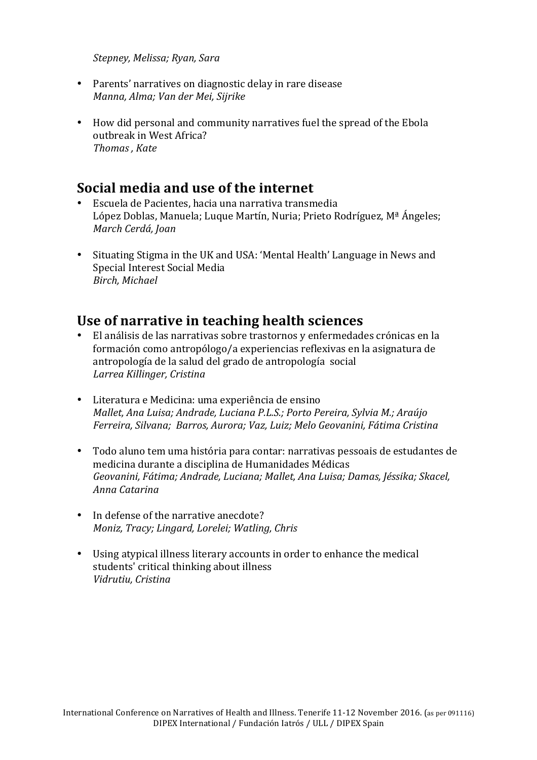*Stepney, Melissa; Ryan, Sara*

- Parents' narratives on diagnostic delay in rare disease
  *Manna, Alma; Van der Mei, Sijrike*

- How did personal and community narratives fuel the spread of the Ebola outbreak in West Africa?
  *Thomas , Kate*

## Social media and use of the internet

- Escuela de Pacientes, hacia una narrativa transmedia
  López Doblas, Manuela; Luque Martín, Nuria; Prieto Rodríguez, Mª Ángeles; *March Cerdá, Joan*

- Situating Stigma in the UK and USA: 'Mental Health' Language in News and Special Interest Social Media
  *Birch, Michael*

## Use of narrative in teaching health sciences

- El análisis de las narrativas sobre trastornos y enfermedades crónicas en la formación como antropólogo/a experiencias reflexivas en la asignatura de antropología de la salud del grado de antropología social
  *Larrea Killinger, Cristina*

- Literatura e Medicina: uma experiência de ensino
  *Mallet, Ana Luisa; Andrade, Luciana P.L.S.; Porto Pereira, Sylvia M.; Araújo Ferreira, Silvana; Barros, Aurora; Vaz, Luiz; Melo Geovanini, Fátima Cristina*

- Todo aluno tem uma história para contar: narrativas pessoais de estudantes de medicina durante a disciplina de Humanidades Médicas
  *Geovanini, Fátima; Andrade, Luciana; Mallet, Ana Luisa; Damas, Jéssika; Skacel, Anna Catarina*

- In defense of the narrative anecdote?
  *Moniz, Tracy; Lingard, Lorelei; Watling, Chris*

- Using atypical illness literary accounts in order to enhance the medical students' critical thinking about illness
  *Vidrutiu, Cristina*